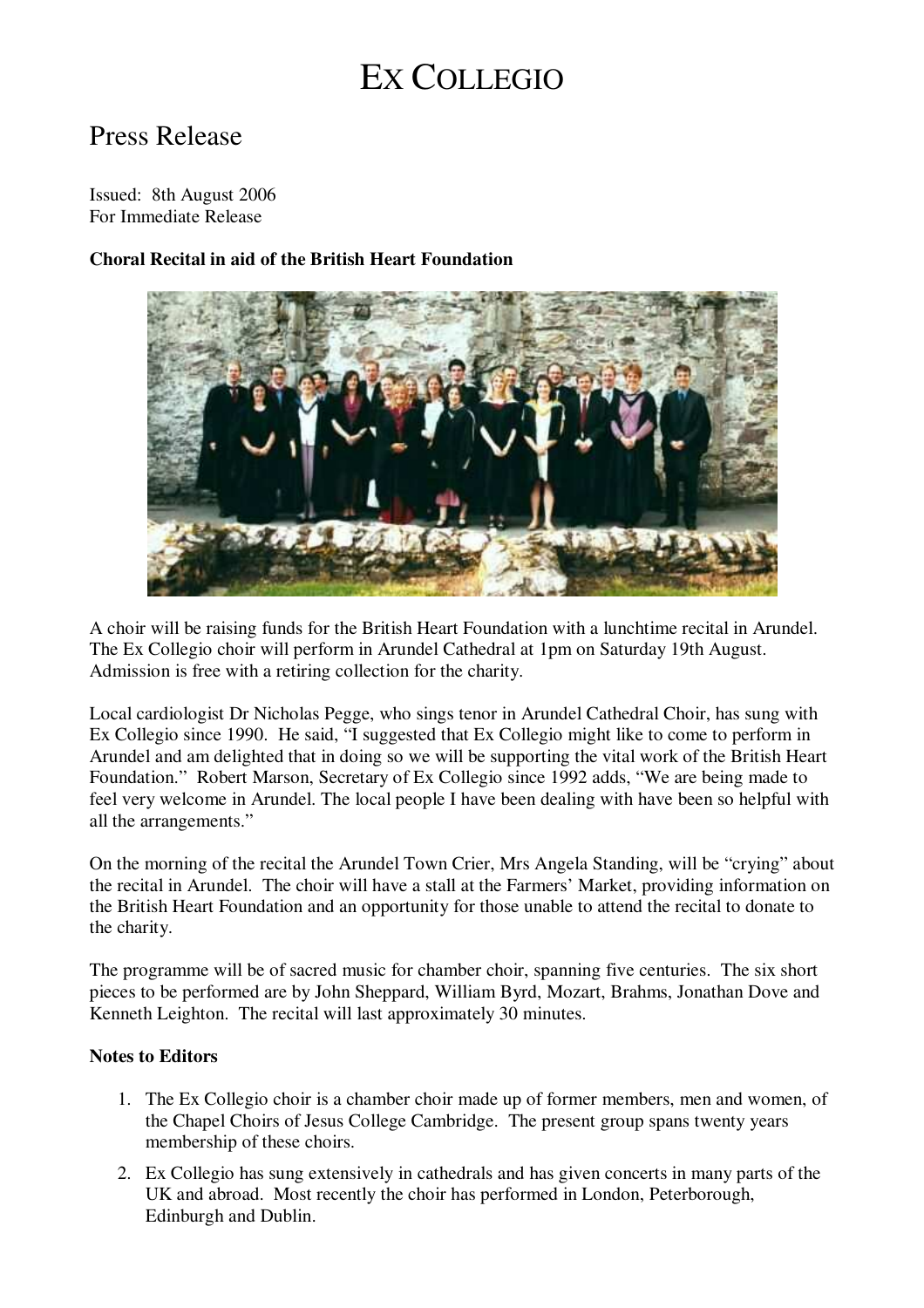# EX COLLEGIO

## Press Release

Issued: 8th August 2006
For Immediate Release

**Choral Recital in aid of the British Heart Foundation**

A choir will be raising funds for the British Heart Foundation with a lunchtime recital in Arundel. The Ex Collegio choir will perform in Arundel Cathedral at 1pm on Saturday 19th August. Admission is free with a retiring collection for the charity.

Local cardiologist Dr Nicholas Pegge, who sings tenor in Arundel Cathedral Choir, has sung with Ex Collegio since 1990. He said, "I suggested that Ex Collegio might like to come to perform in Arundel and am delighted that in doing so we will be supporting the vital work of the British Heart Foundation." Robert Marson, Secretary of Ex Collegio since 1992 adds, "We are being made to feel very welcome in Arundel. The local people I have been dealing with have been so helpful with all the arrangements."

On the morning of the recital the Arundel Town Crier, Mrs Angela Standing, will be "crying" about the recital in Arundel. The choir will have a stall at the Farmers' Market, providing information on the British Heart Foundation and an opportunity for those unable to attend the recital to donate to the charity.

The programme will be of sacred music for chamber choir, spanning five centuries. The six short pieces to be performed are by John Sheppard, William Byrd, Mozart, Brahms, Jonathan Dove and Kenneth Leighton. The recital will last approximately 30 minutes.

**Notes to Editors**

1. The Ex Collegio choir is a chamber choir made up of former members, men and women, of the Chapel Choirs of Jesus College Cambridge. The present group spans twenty years membership of these choirs.
2. Ex Collegio has sung extensively in cathedrals and has given concerts in many parts of the UK and abroad. Most recently the choir has performed in London, Peterborough, Edinburgh and Dublin.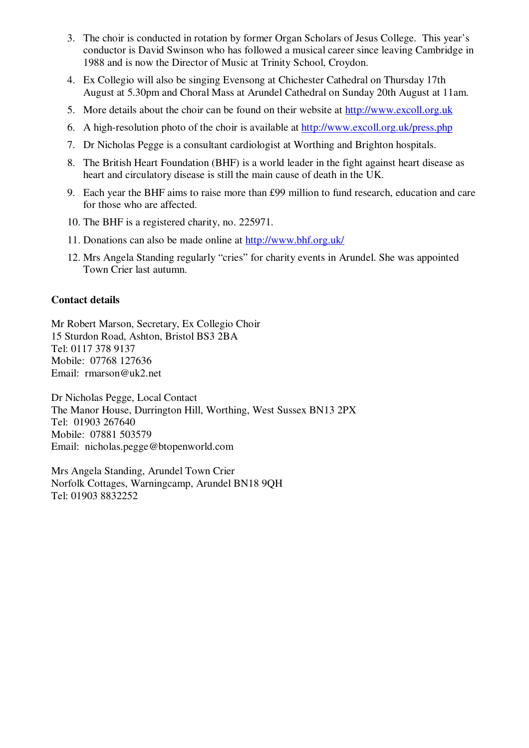3. The choir is conducted in rotation by former Organ Scholars of Jesus College. This year's conductor is David Swinson who has followed a musical career since leaving Cambridge in 1988 and is now the Director of Music at Trinity School, Croydon.
4. Ex Collegio will also be singing Evensong at Chichester Cathedral on Thursday 17th August at 5.30pm and Choral Mass at Arundel Cathedral on Sunday 20th August at 11am.
5. More details about the choir can be found on their website at http://www.excoll.org.uk
6. A high-resolution photo of the choir is available at http://www.excoll.org.uk/press.php
7. Dr Nicholas Pegge is a consultant cardiologist at Worthing and Brighton hospitals.
8. The British Heart Foundation (BHF) is a world leader in the fight against heart disease as heart and circulatory disease is still the main cause of death in the UK.
9. Each year the BHF aims to raise more than £99 million to fund research, education and care for those who are affected.
10. The BHF is a registered charity, no. 225971.
11. Donations can also be made online at http://www.bhf.org.uk/
12. Mrs Angela Standing regularly "cries" for charity events in Arundel. She was appointed Town Crier last autumn.

**Contact details**

Mr Robert Marson, Secretary, Ex Collegio Choir
15 Sturdon Road, Ashton, Bristol BS3 2BA
Tel: 0117 378 9137
Mobile: 07768 127636
Email: rmarson@uk2.net

Dr Nicholas Pegge, Local Contact
The Manor House, Durrington Hill, Worthing, West Sussex BN13 2PX
Tel: 01903 267640
Mobile: 07881 503579
Email: nicholas.pegge@btopenworld.com

Mrs Angela Standing, Arundel Town Crier
Norfolk Cottages, Warningcamp, Arundel BN18 9QH
Tel: 01903 8832252